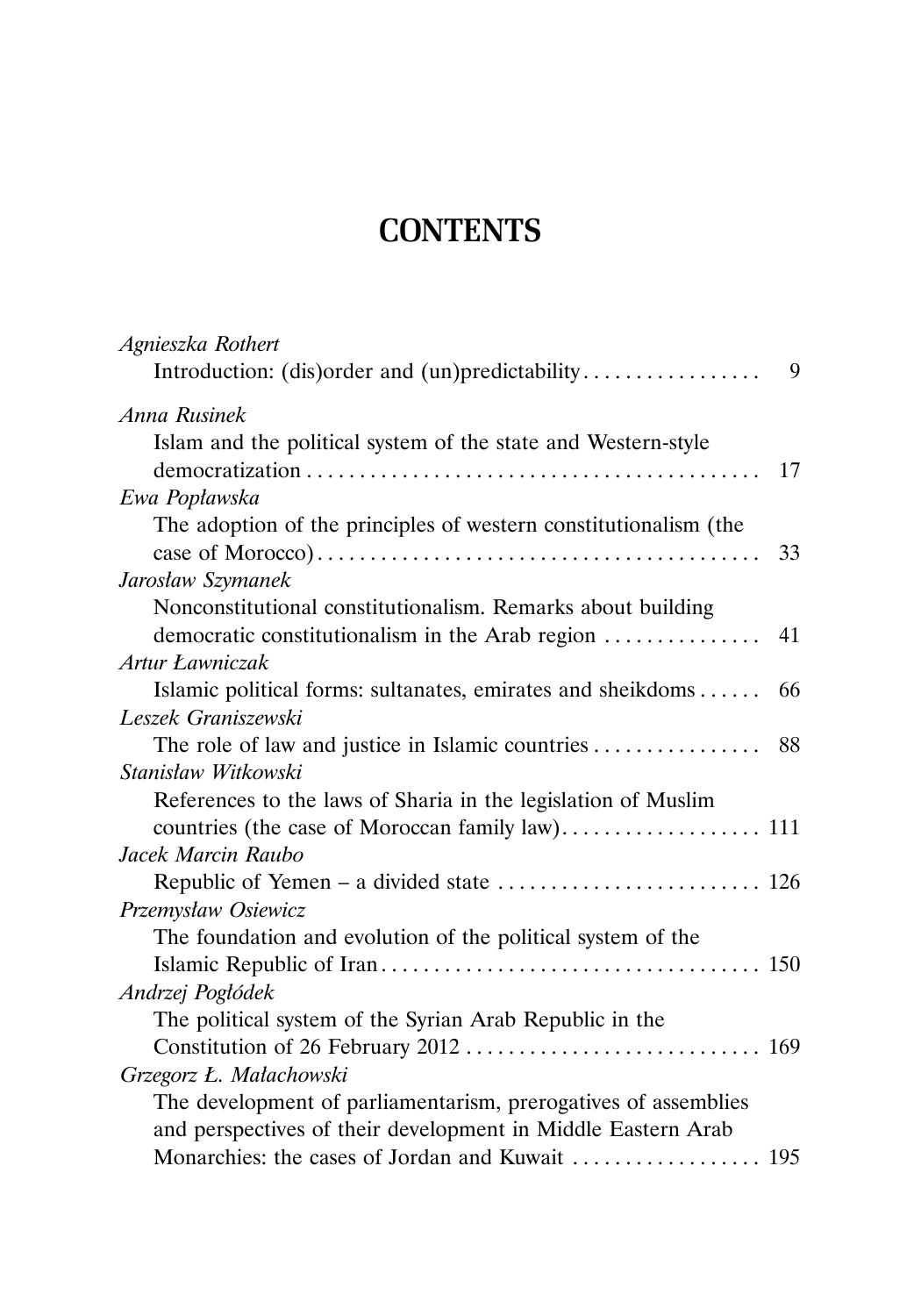# CONTENTS

*Agnieszka Rothert*
Introduction: (dis)order and (un)predictability . . . . . . . . . . . . . . . . . 9

*Anna Rusinek*
Islam and the political system of the state and Western-style democratization . . . . . . . . . . . . . . . . . . . . . . . . . . . . . . . . . . . . . . . . . . . 17

*Ewa Popławska*
The adoption of the principles of western constitutionalism (the case of Morocco) . . . . . . . . . . . . . . . . . . . . . . . . . . . . . . . . . . . . . . . . . . 33

*Jarosław Szymanek*
Nonconstitutional constitutionalism. Remarks about building democratic constitutionalism in the Arab region . . . . . . . . . . . . . . . 41

*Artur Ławniczak*
Islamic political forms: sultanates, emirates and sheikdoms . . . . . . 66

*Leszek Graniszewski*
The role of law and justice in Islamic countries . . . . . . . . . . . . . . . . 88

*Stanisław Witkowski*
References to the laws of Sharia in the legislation of Muslim countries (the case of Moroccan family law) . . . . . . . . . . . . . . . . . . . 111

*Jacek Marcin Raubo*
Republic of Yemen – a divided state . . . . . . . . . . . . . . . . . . . . . . . . . 126

*Przemysław Osiewicz*
The foundation and evolution of the political system of the Islamic Republic of Iran . . . . . . . . . . . . . . . . . . . . . . . . . . . . . . . . . . . . 150

*Andrzej Pogłódek*
The political system of the Syrian Arab Republic in the Constitution of 26 February 2012 . . . . . . . . . . . . . . . . . . . . . . . . . . . . 169

*Grzegorz Ł. Małachowski*
The development of parliamentarism, prerogatives of assemblies and perspectives of their development in Middle Eastern Arab Monarchies: the cases of Jordan and Kuwait . . . . . . . . . . . . . . . . . . 195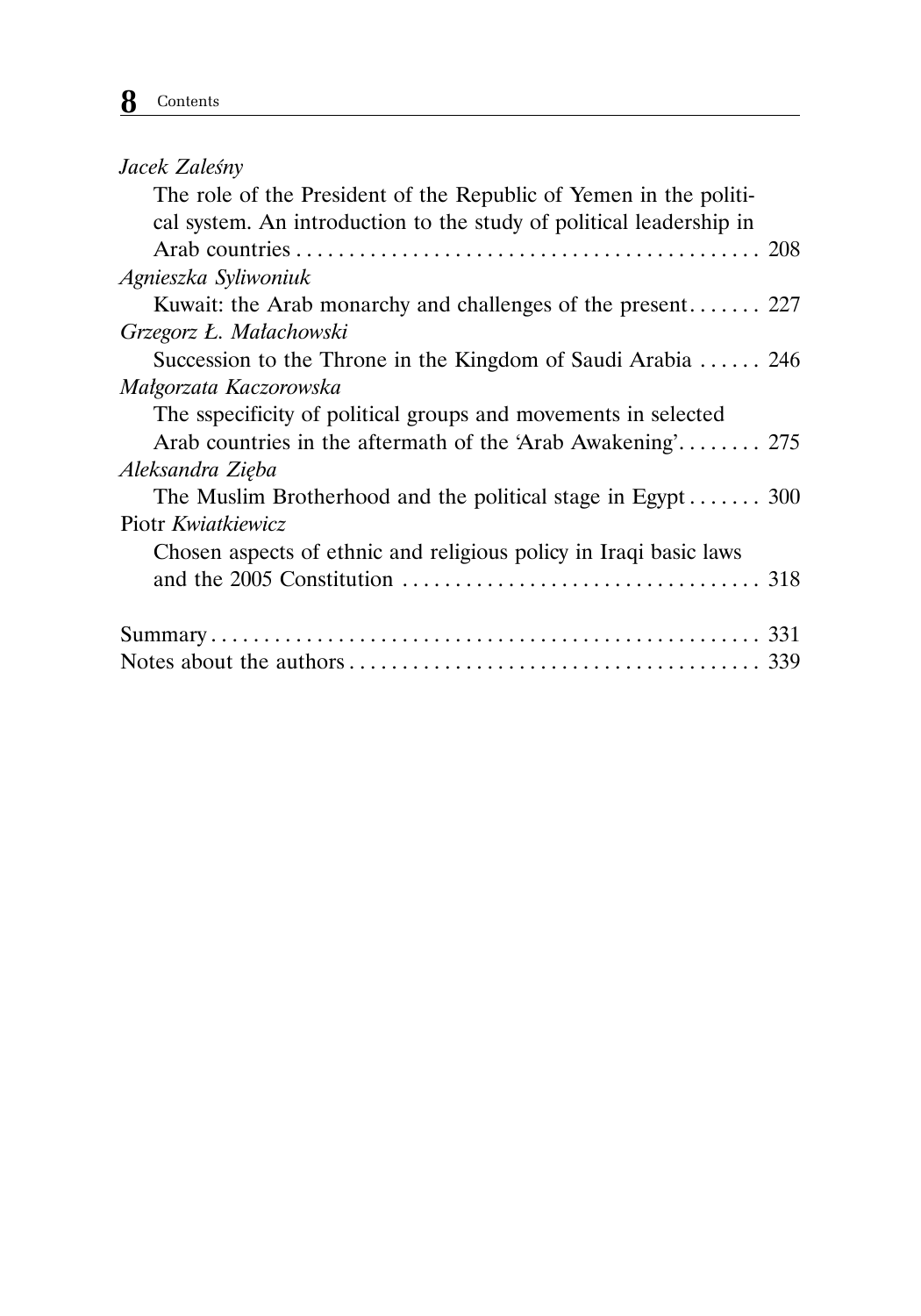*Jacek Zaleśny*
The role of the President of the Republic of Yemen in the political system. An introduction to the study of political leadership in Arab countries . . . . . . . . . . . . . . . . . . . . . . . . . . . . . . . . . . . . . . . . . . . . 208

*Agnieszka Syliwoniuk*
Kuwait: the Arab monarchy and challenges of the present . . . . . . . 227

*Grzegorz Ł. Małachowski*
Succession to the Throne in the Kingdom of Saudi Arabia . . . . . . 246

*Małgorzata Kaczorowska*
The sspecificity of political groups and movements in selected Arab countries in the aftermath of the 'Arab Awakening' . . . . . . . . 275

*Aleksandra Zięba*
The Muslim Brotherhood and the political stage in Egypt . . . . . . . 300

Piotr *Kwiatkiewicz*
Chosen aspects of ethnic and religious policy in Iraqi basic laws and the 2005 Constitution . . . . . . . . . . . . . . . . . . . . . . . . . . . . . . . . . . 318

Summary . . . . . . . . . . . . . . . . . . . . . . . . . . . . . . . . . . . . . . . . . . . . . . . . . . . 331
Notes about the authors . . . . . . . . . . . . . . . . . . . . . . . . . . . . . . . . . . . . . . 339